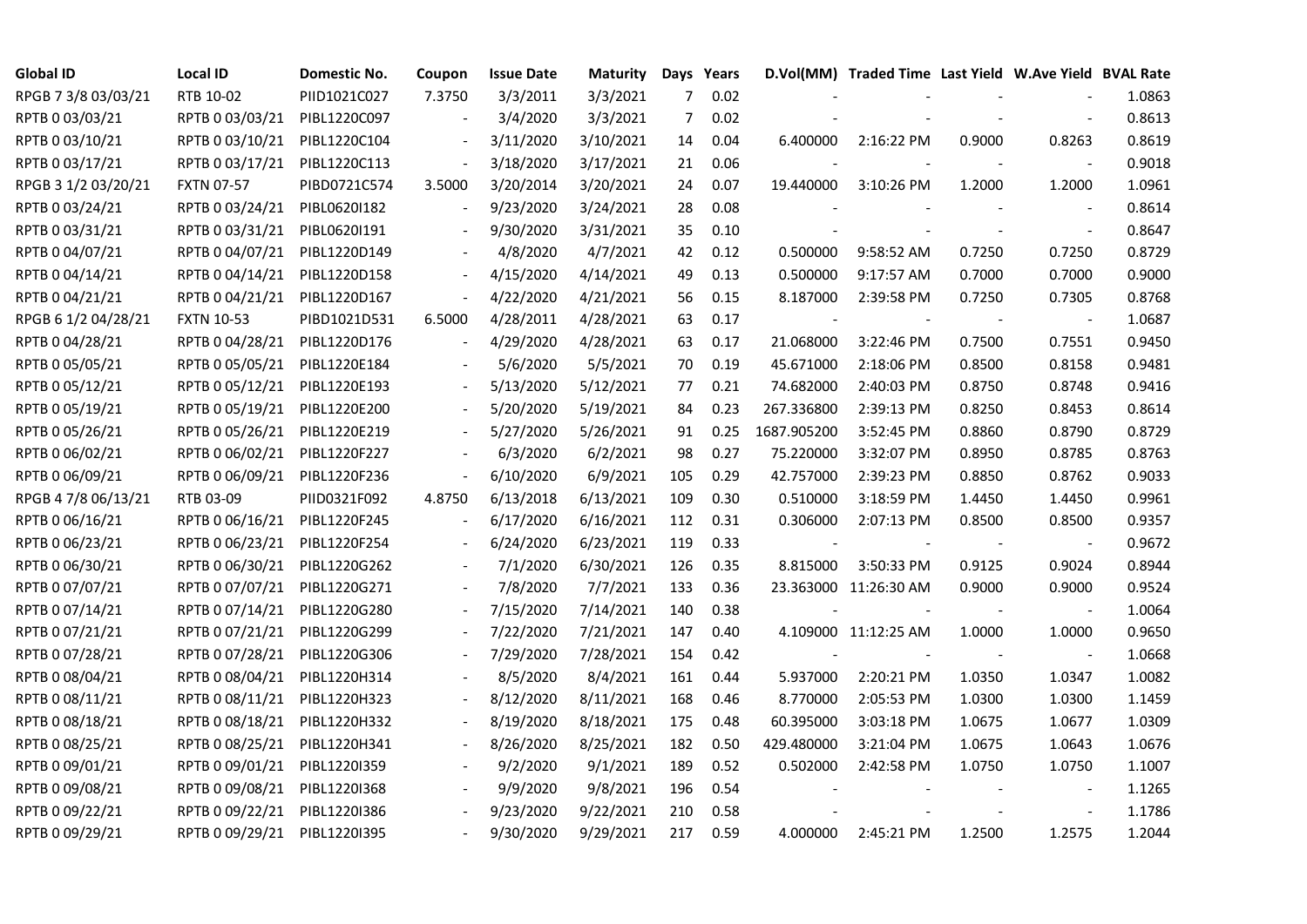| Global ID | Local ID | Domestic No. | Coupon | Issue Date | Maturity | Days | Years | D.Vol(MM) | Traded Time | Last Yield | W.Ave Yield | BVAL Rate |
|---|---|---|---|---|---|---|---|---|---|---|---|---|
| RPGB 7 3/8 03/03/21 | RTB 10-02 | PIID1021C027 | 7.3750 | 3/3/2011 | 3/3/2021 | 7 | 0.02 | - | - | - | - | 1.0863 |
| RPTB 0 03/03/21 | RPTB 0 03/03/21 | PIBL1220C097 | - | 3/4/2020 | 3/3/2021 | 7 | 0.02 | - | - | - | - | 0.8613 |
| RPTB 0 03/10/21 | RPTB 0 03/10/21 | PIBL1220C104 | - | 3/11/2020 | 3/10/2021 | 14 | 0.04 | 6.400000 | 2:16:22 PM | 0.9000 | 0.8263 | 0.8619 |
| RPTB 0 03/17/21 | RPTB 0 03/17/21 | PIBL1220C113 | - | 3/18/2020 | 3/17/2021 | 21 | 0.06 | - | - | - | - | 0.9018 |
| RPGB 3 1/2 03/20/21 | FXTN 07-57 | PIBD0721C574 | 3.5000 | 3/20/2014 | 3/20/2021 | 24 | 0.07 | 19.440000 | 3:10:26 PM | 1.2000 | 1.2000 | 1.0961 |
| RPTB 0 03/24/21 | RPTB 0 03/24/21 | PIBL0620I182 | - | 9/23/2020 | 3/24/2021 | 28 | 0.08 | - | - | - | - | 0.8614 |
| RPTB 0 03/31/21 | RPTB 0 03/31/21 | PIBL0620I191 | - | 9/30/2020 | 3/31/2021 | 35 | 0.10 | - | - | - | - | 0.8647 |
| RPTB 0 04/07/21 | RPTB 0 04/07/21 | PIBL1220D149 | - | 4/8/2020 | 4/7/2021 | 42 | 0.12 | 0.500000 | 9:58:52 AM | 0.7250 | 0.7250 | 0.8729 |
| RPTB 0 04/14/21 | RPTB 0 04/14/21 | PIBL1220D158 | - | 4/15/2020 | 4/14/2021 | 49 | 0.13 | 0.500000 | 9:17:57 AM | 0.7000 | 0.7000 | 0.9000 |
| RPTB 0 04/21/21 | RPTB 0 04/21/21 | PIBL1220D167 | - | 4/22/2020 | 4/21/2021 | 56 | 0.15 | 8.187000 | 2:39:58 PM | 0.7250 | 0.7305 | 0.8768 |
| RPGB 6 1/2 04/28/21 | FXTN 10-53 | PIBD1021D531 | 6.5000 | 4/28/2011 | 4/28/2021 | 63 | 0.17 | - | - | - | - | 1.0687 |
| RPTB 0 04/28/21 | RPTB 0 04/28/21 | PIBL1220D176 | - | 4/29/2020 | 4/28/2021 | 63 | 0.17 | 21.068000 | 3:22:46 PM | 0.7500 | 0.7551 | 0.9450 |
| RPTB 0 05/05/21 | RPTB 0 05/05/21 | PIBL1220E184 | - | 5/6/2020 | 5/5/2021 | 70 | 0.19 | 45.671000 | 2:18:06 PM | 0.8500 | 0.8158 | 0.9481 |
| RPTB 0 05/12/21 | RPTB 0 05/12/21 | PIBL1220E193 | - | 5/13/2020 | 5/12/2021 | 77 | 0.21 | 74.682000 | 2:40:03 PM | 0.8750 | 0.8748 | 0.9416 |
| RPTB 0 05/19/21 | RPTB 0 05/19/21 | PIBL1220E200 | - | 5/20/2020 | 5/19/2021 | 84 | 0.23 | 267.336800 | 2:39:13 PM | 0.8250 | 0.8453 | 0.8614 |
| RPTB 0 05/26/21 | RPTB 0 05/26/21 | PIBL1220E219 | - | 5/27/2020 | 5/26/2021 | 91 | 0.25 | 1687.905200 | 3:52:45 PM | 0.8860 | 0.8790 | 0.8729 |
| RPTB 0 06/02/21 | RPTB 0 06/02/21 | PIBL1220F227 | - | 6/3/2020 | 6/2/2021 | 98 | 0.27 | 75.220000 | 3:32:07 PM | 0.8950 | 0.8785 | 0.8763 |
| RPTB 0 06/09/21 | RPTB 0 06/09/21 | PIBL1220F236 | - | 6/10/2020 | 6/9/2021 | 105 | 0.29 | 42.757000 | 2:39:23 PM | 0.8850 | 0.8762 | 0.9033 |
| RPGB 4 7/8 06/13/21 | RTB 03-09 | PIID0321F092 | 4.8750 | 6/13/2018 | 6/13/2021 | 109 | 0.30 | 0.510000 | 3:18:59 PM | 1.4450 | 1.4450 | 0.9961 |
| RPTB 0 06/16/21 | RPTB 0 06/16/21 | PIBL1220F245 | - | 6/17/2020 | 6/16/2021 | 112 | 0.31 | 0.306000 | 2:07:13 PM | 0.8500 | 0.8500 | 0.9357 |
| RPTB 0 06/23/21 | RPTB 0 06/23/21 | PIBL1220F254 | - | 6/24/2020 | 6/23/2021 | 119 | 0.33 | - | - | - | - | 0.9672 |
| RPTB 0 06/30/21 | RPTB 0 06/30/21 | PIBL1220G262 | - | 7/1/2020 | 6/30/2021 | 126 | 0.35 | 8.815000 | 3:50:33 PM | 0.9125 | 0.9024 | 0.8944 |
| RPTB 0 07/07/21 | RPTB 0 07/07/21 | PIBL1220G271 | - | 7/8/2020 | 7/7/2021 | 133 | 0.36 | 23.363000 | 11:26:30 AM | 0.9000 | 0.9000 | 0.9524 |
| RPTB 0 07/14/21 | RPTB 0 07/14/21 | PIBL1220G280 | - | 7/15/2020 | 7/14/2021 | 140 | 0.38 | - | - | - | - | 1.0064 |
| RPTB 0 07/21/21 | RPTB 0 07/21/21 | PIBL1220G299 | - | 7/22/2020 | 7/21/2021 | 147 | 0.40 | 4.109000 | 11:12:25 AM | 1.0000 | 1.0000 | 0.9650 |
| RPTB 0 07/28/21 | RPTB 0 07/28/21 | PIBL1220G306 | - | 7/29/2020 | 7/28/2021 | 154 | 0.42 | - | - | - | - | 1.0668 |
| RPTB 0 08/04/21 | RPTB 0 08/04/21 | PIBL1220H314 | - | 8/5/2020 | 8/4/2021 | 161 | 0.44 | 5.937000 | 2:20:21 PM | 1.0350 | 1.0347 | 1.0082 |
| RPTB 0 08/11/21 | RPTB 0 08/11/21 | PIBL1220H323 | - | 8/12/2020 | 8/11/2021 | 168 | 0.46 | 8.770000 | 2:05:53 PM | 1.0300 | 1.0300 | 1.1459 |
| RPTB 0 08/18/21 | RPTB 0 08/18/21 | PIBL1220H332 | - | 8/19/2020 | 8/18/2021 | 175 | 0.48 | 60.395000 | 3:03:18 PM | 1.0675 | 1.0677 | 1.0309 |
| RPTB 0 08/25/21 | RPTB 0 08/25/21 | PIBL1220H341 | - | 8/26/2020 | 8/25/2021 | 182 | 0.50 | 429.480000 | 3:21:04 PM | 1.0675 | 1.0643 | 1.0676 |
| RPTB 0 09/01/21 | RPTB 0 09/01/21 | PIBL1220I359 | - | 9/2/2020 | 9/1/2021 | 189 | 0.52 | 0.502000 | 2:42:58 PM | 1.0750 | 1.0750 | 1.1007 |
| RPTB 0 09/08/21 | RPTB 0 09/08/21 | PIBL1220I368 | - | 9/9/2020 | 9/8/2021 | 196 | 0.54 | - | - | - | - | 1.1265 |
| RPTB 0 09/22/21 | RPTB 0 09/22/21 | PIBL1220I386 | - | 9/23/2020 | 9/22/2021 | 210 | 0.58 | - | - | - | - | 1.1786 |
| RPTB 0 09/29/21 | RPTB 0 09/29/21 | PIBL1220I395 | - | 9/30/2020 | 9/29/2021 | 217 | 0.59 | 4.000000 | 2:45:21 PM | 1.2500 | 1.2575 | 1.2044 |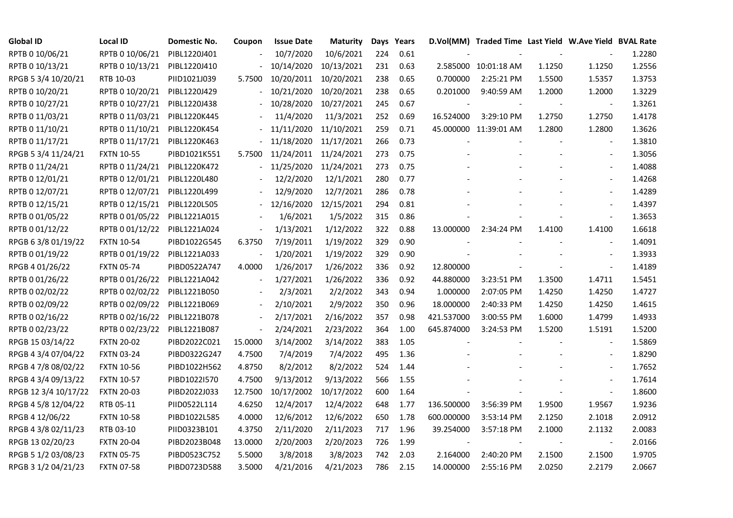| Global ID | Local ID | Domestic No. | Coupon | Issue Date | Maturity | Days | Years | D.Vol(MM) | Traded Time | Last Yield | W.Ave Yield | BVAL Rate |
|---|---|---|---|---|---|---|---|---|---|---|---|---|
| RPTB 0 10/06/21 | RPTB 0 10/06/21 | PIBL1220J401 | - | 10/7/2020 | 10/6/2021 | 224 | 0.61 | - | - | - | - | 1.2280 |
| RPTB 0 10/13/21 | RPTB 0 10/13/21 | PIBL1220J410 | - | 10/14/2020 | 10/13/2021 | 231 | 0.63 | 2.585000 | 10:01:18 AM | 1.1250 | 1.1250 | 1.2556 |
| RPGB 5 3/4 10/20/21 | RTB 10-03 | PIID1021J039 | 5.7500 | 10/20/2011 | 10/20/2021 | 238 | 0.65 | 0.700000 | 2:25:21 PM | 1.5500 | 1.5357 | 1.3753 |
| RPTB 0 10/20/21 | RPTB 0 10/20/21 | PIBL1220J429 | - | 10/21/2020 | 10/20/2021 | 238 | 0.65 | 0.201000 | 9:40:59 AM | 1.2000 | 1.2000 | 1.3229 |
| RPTB 0 10/27/21 | RPTB 0 10/27/21 | PIBL1220J438 | - | 10/28/2020 | 10/27/2021 | 245 | 0.67 | - | - | - | - | 1.3261 |
| RPTB 0 11/03/21 | RPTB 0 11/03/21 | PIBL1220K445 | - | 11/4/2020 | 11/3/2021 | 252 | 0.69 | 16.524000 | 3:29:10 PM | 1.2750 | 1.2750 | 1.4178 |
| RPTB 0 11/10/21 | RPTB 0 11/10/21 | PIBL1220K454 | - | 11/11/2020 | 11/10/2021 | 259 | 0.71 | 45.000000 | 11:39:01 AM | 1.2800 | 1.2800 | 1.3626 |
| RPTB 0 11/17/21 | RPTB 0 11/17/21 | PIBL1220K463 | - | 11/18/2020 | 11/17/2021 | 266 | 0.73 | - | - | - | - | 1.3810 |
| RPGB 5 3/4 11/24/21 | FXTN 10-55 | PIBD1021K551 | 5.7500 | 11/24/2011 | 11/24/2021 | 273 | 0.75 | - | - | - | - | 1.3056 |
| RPTB 0 11/24/21 | RPTB 0 11/24/21 | PIBL1220K472 | - | 11/25/2020 | 11/24/2021 | 273 | 0.75 | - | - | - | - | 1.4088 |
| RPTB 0 12/01/21 | RPTB 0 12/01/21 | PIBL1220L480 | - | 12/2/2020 | 12/1/2021 | 280 | 0.77 | - | - | - | - | 1.4268 |
| RPTB 0 12/07/21 | RPTB 0 12/07/21 | PIBL1220L499 | - | 12/9/2020 | 12/7/2021 | 286 | 0.78 | - | - | - | - | 1.4289 |
| RPTB 0 12/15/21 | RPTB 0 12/15/21 | PIBL1220L505 | - | 12/16/2020 | 12/15/2021 | 294 | 0.81 | - | - | - | - | 1.4397 |
| RPTB 0 01/05/22 | RPTB 0 01/05/22 | PIBL1221A015 | - | 1/6/2021 | 1/5/2022 | 315 | 0.86 | - | - | - | - | 1.3653 |
| RPTB 0 01/12/22 | RPTB 0 01/12/22 | PIBL1221A024 | - | 1/13/2021 | 1/12/2022 | 322 | 0.88 | 13.000000 | 2:34:24 PM | 1.4100 | 1.4100 | 1.6618 |
| RPGB 6 3/8 01/19/22 | FXTN 10-54 | PIBD1022G545 | 6.3750 | 7/19/2011 | 1/19/2022 | 329 | 0.90 | - | - | - | - | 1.4091 |
| RPTB 0 01/19/22 | RPTB 0 01/19/22 | PIBL1221A033 | - | 1/20/2021 | 1/19/2022 | 329 | 0.90 | - | - | - | - | 1.3933 |
| RPGB 4 01/26/22 | FXTN 05-74 | PIBD0522A747 | 4.0000 | 1/26/2017 | 1/26/2022 | 336 | 0.92 | 12.800000 | - | - | - | 1.4189 |
| RPTB 0 01/26/22 | RPTB 0 01/26/22 | PIBL1221A042 | - | 1/27/2021 | 1/26/2022 | 336 | 0.92 | 44.880000 | 3:23:51 PM | 1.3500 | 1.4711 | 1.5451 |
| RPTB 0 02/02/22 | RPTB 0 02/02/22 | PIBL1221B050 | - | 2/3/2021 | 2/2/2022 | 343 | 0.94 | 1.000000 | 2:07:05 PM | 1.4250 | 1.4250 | 1.4727 |
| RPTB 0 02/09/22 | RPTB 0 02/09/22 | PIBL1221B069 | - | 2/10/2021 | 2/9/2022 | 350 | 0.96 | 18.000000 | 2:40:33 PM | 1.4250 | 1.4250 | 1.4615 |
| RPTB 0 02/16/22 | RPTB 0 02/16/22 | PIBL1221B078 | - | 2/17/2021 | 2/16/2022 | 357 | 0.98 | 421.537000 | 3:00:55 PM | 1.6000 | 1.4799 | 1.4933 |
| RPTB 0 02/23/22 | RPTB 0 02/23/22 | PIBL1221B087 | - | 2/24/2021 | 2/23/2022 | 364 | 1.00 | 645.874000 | 3:24:53 PM | 1.5200 | 1.5191 | 1.5200 |
| RPGB 15 03/14/22 | FXTN 20-02 | PIBD2022C021 | 15.0000 | 3/14/2002 | 3/14/2022 | 383 | 1.05 | - | - | - | - | 1.5869 |
| RPGB 4 3/4 07/04/22 | FXTN 03-24 | PIBD0322G247 | 4.7500 | 7/4/2019 | 7/4/2022 | 495 | 1.36 | - | - | - | - | 1.8290 |
| RPGB 4 7/8 08/02/22 | FXTN 10-56 | PIBD1022H562 | 4.8750 | 8/2/2012 | 8/2/2022 | 524 | 1.44 | - | - | - | - | 1.7652 |
| RPGB 4 3/4 09/13/22 | FXTN 10-57 | PIBD1022I570 | 4.7500 | 9/13/2012 | 9/13/2022 | 566 | 1.55 | - | - | - | - | 1.7614 |
| RPGB 12 3/4 10/17/22 | FXTN 20-03 | PIBD2022J033 | 12.7500 | 10/17/2002 | 10/17/2022 | 600 | 1.64 | - | - | - | - | 1.8600 |
| RPGB 4 5/8 12/04/22 | RTB 05-11 | PIID0522L114 | 4.6250 | 12/4/2017 | 12/4/2022 | 648 | 1.77 | 136.500000 | 3:56:39 PM | 1.9500 | 1.9567 | 1.9236 |
| RPGB 4 12/06/22 | FXTN 10-58 | PIBD1022L585 | 4.0000 | 12/6/2012 | 12/6/2022 | 650 | 1.78 | 600.000000 | 3:53:14 PM | 2.1250 | 2.1018 | 2.0912 |
| RPGB 4 3/8 02/11/23 | RTB 03-10 | PIID0323B101 | 4.3750 | 2/11/2020 | 2/11/2023 | 717 | 1.96 | 39.254000 | 3:57:18 PM | 2.1000 | 2.1132 | 2.0083 |
| RPGB 13 02/20/23 | FXTN 20-04 | PIBD2023B048 | 13.0000 | 2/20/2003 | 2/20/2023 | 726 | 1.99 | - | - | - | - | 2.0166 |
| RPGB 5 1/2 03/08/23 | FXTN 05-75 | PIBD0523C752 | 5.5000 | 3/8/2018 | 3/8/2023 | 742 | 2.03 | 2.164000 | 2:40:20 PM | 2.1500 | 2.1500 | 1.9705 |
| RPGB 3 1/2 04/21/23 | FXTN 07-58 | PIBD0723D588 | 3.5000 | 4/21/2016 | 4/21/2023 | 786 | 2.15 | 14.000000 | 2:55:16 PM | 2.0250 | 2.2179 | 2.0667 |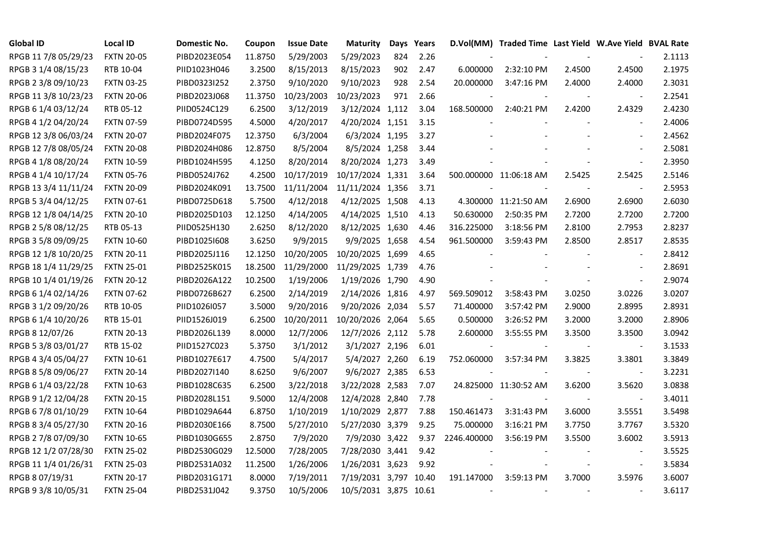| Global ID | Local ID | Domestic No. | Coupon | Issue Date | Maturity | Days | Years | D.Vol(MM) | Traded Time | Last Yield | W.Ave Yield | BVAL Rate |
|---|---|---|---|---|---|---|---|---|---|---|---|---|
| RPGB 11 7/8 05/29/23 | FXTN 20-05 | PIBD2023E054 | 11.8750 | 5/29/2003 | 5/29/2023 | 824 | 2.26 | - | - | - | - | 2.1113 |
| RPGB 3 1/4 08/15/23 | RTB 10-04 | PIID1023H046 | 3.2500 | 8/15/2013 | 8/15/2023 | 902 | 2.47 | 6.000000 | 2:32:10 PM | 2.4500 | 2.4500 | 2.1975 |
| RPGB 2 3/8 09/10/23 | FXTN 03-25 | PIBD0323I252 | 2.3750 | 9/10/2020 | 9/10/2023 | 928 | 2.54 | 20.000000 | 3:47:16 PM | 2.4000 | 2.4000 | 2.3031 |
| RPGB 11 3/8 10/23/23 | FXTN 20-06 | PIBD2023J068 | 11.3750 | 10/23/2003 | 10/23/2023 | 971 | 2.66 | - | - | - | - | 2.2541 |
| RPGB 6 1/4 03/12/24 | RTB 05-12 | PIID0524C129 | 6.2500 | 3/12/2019 | 3/12/2024 | 1,112 | 3.04 | 168.500000 | 2:40:21 PM | 2.4200 | 2.4329 | 2.4230 |
| RPGB 4 1/2 04/20/24 | FXTN 07-59 | PIBD0724D595 | 4.5000 | 4/20/2017 | 4/20/2024 | 1,151 | 3.15 | - | - | - | - | 2.4006 |
| RPGB 12 3/8 06/03/24 | FXTN 20-07 | PIBD2024F075 | 12.3750 | 6/3/2004 | 6/3/2024 | 1,195 | 3.27 | - | - | - | - | 2.4562 |
| RPGB 12 7/8 08/05/24 | FXTN 20-08 | PIBD2024H086 | 12.8750 | 8/5/2004 | 8/5/2024 | 1,258 | 3.44 | - | - | - | - | 2.5081 |
| RPGB 4 1/8 08/20/24 | FXTN 10-59 | PIBD1024H595 | 4.1250 | 8/20/2014 | 8/20/2024 | 1,273 | 3.49 | - | - | - | - | 2.3950 |
| RPGB 4 1/4 10/17/24 | FXTN 05-76 | PIBD0524J762 | 4.2500 | 10/17/2019 | 10/17/2024 | 1,331 | 3.64 | 500.000000 | 11:06:18 AM | 2.5425 | 2.5425 | 2.5146 |
| RPGB 13 3/4 11/11/24 | FXTN 20-09 | PIBD2024K091 | 13.7500 | 11/11/2004 | 11/11/2024 | 1,356 | 3.71 | - | - | - | - | 2.5953 |
| RPGB 5 3/4 04/12/25 | FXTN 07-61 | PIBD0725D618 | 5.7500 | 4/12/2018 | 4/12/2025 | 1,508 | 4.13 | 4.300000 | 11:21:50 AM | 2.6900 | 2.6900 | 2.6030 |
| RPGB 12 1/8 04/14/25 | FXTN 20-10 | PIBD2025D103 | 12.1250 | 4/14/2005 | 4/14/2025 | 1,510 | 4.13 | 50.630000 | 2:50:35 PM | 2.7200 | 2.7200 | 2.7200 |
| RPGB 2 5/8 08/12/25 | RTB 05-13 | PIID0525H130 | 2.6250 | 8/12/2020 | 8/12/2025 | 1,630 | 4.46 | 316.225000 | 3:18:56 PM | 2.8100 | 2.7953 | 2.8237 |
| RPGB 3 5/8 09/09/25 | FXTN 10-60 | PIBD1025I608 | 3.6250 | 9/9/2015 | 9/9/2025 | 1,658 | 4.54 | 961.500000 | 3:59:43 PM | 2.8500 | 2.8517 | 2.8535 |
| RPGB 12 1/8 10/20/25 | FXTN 20-11 | PIBD2025J116 | 12.1250 | 10/20/2005 | 10/20/2025 | 1,699 | 4.65 | - | - | - | - | 2.8412 |
| RPGB 18 1/4 11/29/25 | FXTN 25-01 | PIBD2525K015 | 18.2500 | 11/29/2000 | 11/29/2025 | 1,739 | 4.76 | - | - | - | - | 2.8691 |
| RPGB 10 1/4 01/19/26 | FXTN 20-12 | PIBD2026A122 | 10.2500 | 1/19/2006 | 1/19/2026 | 1,790 | 4.90 | - | - | - | - | 2.9074 |
| RPGB 6 1/4 02/14/26 | FXTN 07-62 | PIBD0726B627 | 6.2500 | 2/14/2019 | 2/14/2026 | 1,816 | 4.97 | 569.509012 | 3:58:43 PM | 3.0250 | 3.0226 | 3.0207 |
| RPGB 3 1/2 09/20/26 | RTB 10-05 | PIID1026I057 | 3.5000 | 9/20/2016 | 9/20/2026 | 2,034 | 5.57 | 71.400000 | 3:57:42 PM | 2.9000 | 2.8995 | 2.8931 |
| RPGB 6 1/4 10/20/26 | RTB 15-01 | PIID1526J019 | 6.2500 | 10/20/2011 | 10/20/2026 | 2,064 | 5.65 | 0.500000 | 3:26:52 PM | 3.2000 | 3.2000 | 2.8906 |
| RPGB 8 12/07/26 | FXTN 20-13 | PIBD2026L139 | 8.0000 | 12/7/2006 | 12/7/2026 | 2,112 | 5.78 | 2.600000 | 3:55:55 PM | 3.3500 | 3.3500 | 3.0942 |
| RPGB 5 3/8 03/01/27 | RTB 15-02 | PIID1527C023 | 5.3750 | 3/1/2012 | 3/1/2027 | 2,196 | 6.01 | - | - | - | - | 3.1533 |
| RPGB 4 3/4 05/04/27 | FXTN 10-61 | PIBD1027E617 | 4.7500 | 5/4/2017 | 5/4/2027 | 2,260 | 6.19 | 752.060000 | 3:57:34 PM | 3.3825 | 3.3801 | 3.3849 |
| RPGB 8 5/8 09/06/27 | FXTN 20-14 | PIBD2027I140 | 8.6250 | 9/6/2007 | 9/6/2027 | 2,385 | 6.53 | - | - | - | - | 3.2231 |
| RPGB 6 1/4 03/22/28 | FXTN 10-63 | PIBD1028C635 | 6.2500 | 3/22/2018 | 3/22/2028 | 2,583 | 7.07 | 24.825000 | 11:30:52 AM | 3.6200 | 3.5620 | 3.0838 |
| RPGB 9 1/2 12/04/28 | FXTN 20-15 | PIBD2028L151 | 9.5000 | 12/4/2008 | 12/4/2028 | 2,840 | 7.78 | - | - | - | - | 3.4011 |
| RPGB 6 7/8 01/10/29 | FXTN 10-64 | PIBD1029A644 | 6.8750 | 1/10/2019 | 1/10/2029 | 2,877 | 7.88 | 150.461473 | 3:31:43 PM | 3.6000 | 3.5551 | 3.5498 |
| RPGB 8 3/4 05/27/30 | FXTN 20-16 | PIBD2030E166 | 8.7500 | 5/27/2010 | 5/27/2030 | 3,379 | 9.25 | 75.000000 | 3:16:21 PM | 3.7750 | 3.7767 | 3.5320 |
| RPGB 2 7/8 07/09/30 | FXTN 10-65 | PIBD1030G655 | 2.8750 | 7/9/2020 | 7/9/2030 | 3,422 | 9.37 | 2246.400000 | 3:56:19 PM | 3.5500 | 3.6002 | 3.5913 |
| RPGB 12 1/2 07/28/30 | FXTN 25-02 | PIBD2530G029 | 12.5000 | 7/28/2005 | 7/28/2030 | 3,441 | 9.42 | - | - | - | - | 3.5525 |
| RPGB 11 1/4 01/26/31 | FXTN 25-03 | PIBD2531A032 | 11.2500 | 1/26/2006 | 1/26/2031 | 3,623 | 9.92 | - | - | - | - | 3.5834 |
| RPGB 8 07/19/31 | FXTN 20-17 | PIBD2031G171 | 8.0000 | 7/19/2011 | 7/19/2031 | 3,797 | 10.40 | 191.147000 | 3:59:13 PM | 3.7000 | 3.5976 | 3.6007 |
| RPGB 9 3/8 10/05/31 | FXTN 25-04 | PIBD2531J042 | 9.3750 | 10/5/2006 | 10/5/2031 | 3,875 | 10.61 | - | - | - | - | 3.6117 |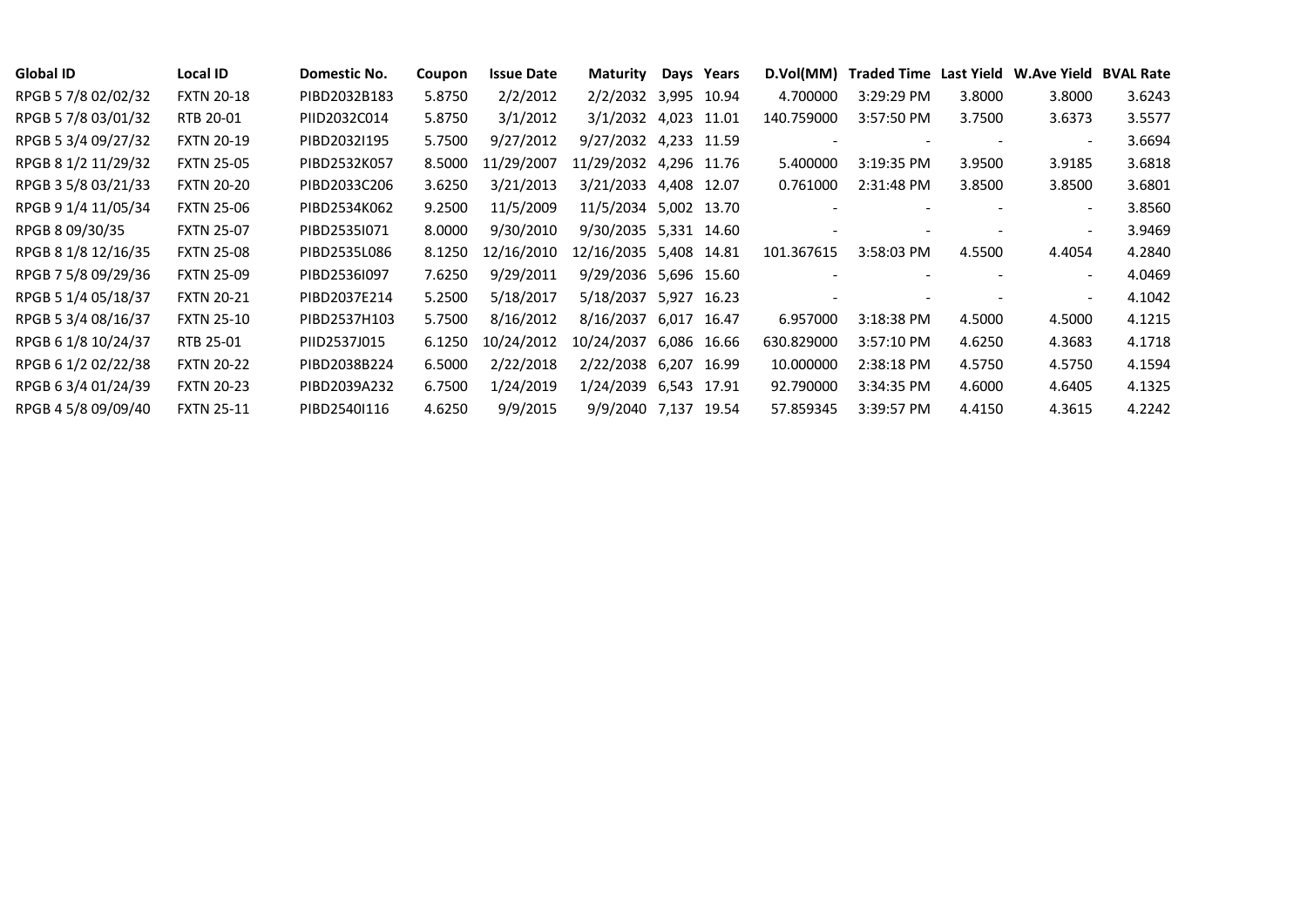| Global ID | Local ID | Domestic No. | Coupon | Issue Date | Maturity | Days | Years | D.Vol(MM) | Traded Time | Last Yield | W.Ave Yield | BVAL Rate |
|---|---|---|---|---|---|---|---|---|---|---|---|---|
| RPGB 5 7/8 02/02/32 | FXTN 20-18 | PIBD2032B183 | 5.8750 | 2/2/2012 | 2/2/2032 | 3,995 | 10.94 | 4.700000 | 3:29:29 PM | 3.8000 | 3.8000 | 3.6243 |
| RPGB 5 7/8 03/01/32 | RTB 20-01 | PIID2032C014 | 5.8750 | 3/1/2012 | 3/1/2032 | 4,023 | 11.01 | 140.759000 | 3:57:50 PM | 3.7500 | 3.6373 | 3.5577 |
| RPGB 5 3/4 09/27/32 | FXTN 20-19 | PIBD2032I195 | 5.7500 | 9/27/2012 | 9/27/2032 | 4,233 | 11.59 | - | - | - | - | 3.6694 |
| RPGB 8 1/2 11/29/32 | FXTN 25-05 | PIBD2532K057 | 8.5000 | 11/29/2007 | 11/29/2032 | 4,296 | 11.76 | 5.400000 | 3:19:35 PM | 3.9500 | 3.9185 | 3.6818 |
| RPGB 3 5/8 03/21/33 | FXTN 20-20 | PIBD2033C206 | 3.6250 | 3/21/2013 | 3/21/2033 | 4,408 | 12.07 | 0.761000 | 2:31:48 PM | 3.8500 | 3.8500 | 3.6801 |
| RPGB 9 1/4 11/05/34 | FXTN 25-06 | PIBD2534K062 | 9.2500 | 11/5/2009 | 11/5/2034 | 5,002 | 13.70 | - | - | - | - | 3.8560 |
| RPGB 8 09/30/35 | FXTN 25-07 | PIBD2535I071 | 8.0000 | 9/30/2010 | 9/30/2035 | 5,331 | 14.60 | - | - | - | - | 3.9469 |
| RPGB 8 1/8 12/16/35 | FXTN 25-08 | PIBD2535L086 | 8.1250 | 12/16/2010 | 12/16/2035 | 5,408 | 14.81 | 101.367615 | 3:58:03 PM | 4.5500 | 4.4054 | 4.2840 |
| RPGB 7 5/8 09/29/36 | FXTN 25-09 | PIBD2536I097 | 7.6250 | 9/29/2011 | 9/29/2036 | 5,696 | 15.60 | - | - | - | - | 4.0469 |
| RPGB 5 1/4 05/18/37 | FXTN 20-21 | PIBD2037E214 | 5.2500 | 5/18/2017 | 5/18/2037 | 5,927 | 16.23 | - | - | - | - | 4.1042 |
| RPGB 5 3/4 08/16/37 | FXTN 25-10 | PIBD2537H103 | 5.7500 | 8/16/2012 | 8/16/2037 | 6,017 | 16.47 | 6.957000 | 3:18:38 PM | 4.5000 | 4.5000 | 4.1215 |
| RPGB 6 1/8 10/24/37 | RTB 25-01 | PIID2537J015 | 6.1250 | 10/24/2012 | 10/24/2037 | 6,086 | 16.66 | 630.829000 | 3:57:10 PM | 4.6250 | 4.3683 | 4.1718 |
| RPGB 6 1/2 02/22/38 | FXTN 20-22 | PIBD2038B224 | 6.5000 | 2/22/2018 | 2/22/2038 | 6,207 | 16.99 | 10.000000 | 2:38:18 PM | 4.5750 | 4.5750 | 4.1594 |
| RPGB 6 3/4 01/24/39 | FXTN 20-23 | PIBD2039A232 | 6.7500 | 1/24/2019 | 1/24/2039 | 6,543 | 17.91 | 92.790000 | 3:34:35 PM | 4.6000 | 4.6405 | 4.1325 |
| RPGB 4 5/8 09/09/40 | FXTN 25-11 | PIBD2540I116 | 4.6250 | 9/9/2015 | 9/9/2040 | 7,137 | 19.54 | 57.859345 | 3:39:57 PM | 4.4150 | 4.3615 | 4.2242 |